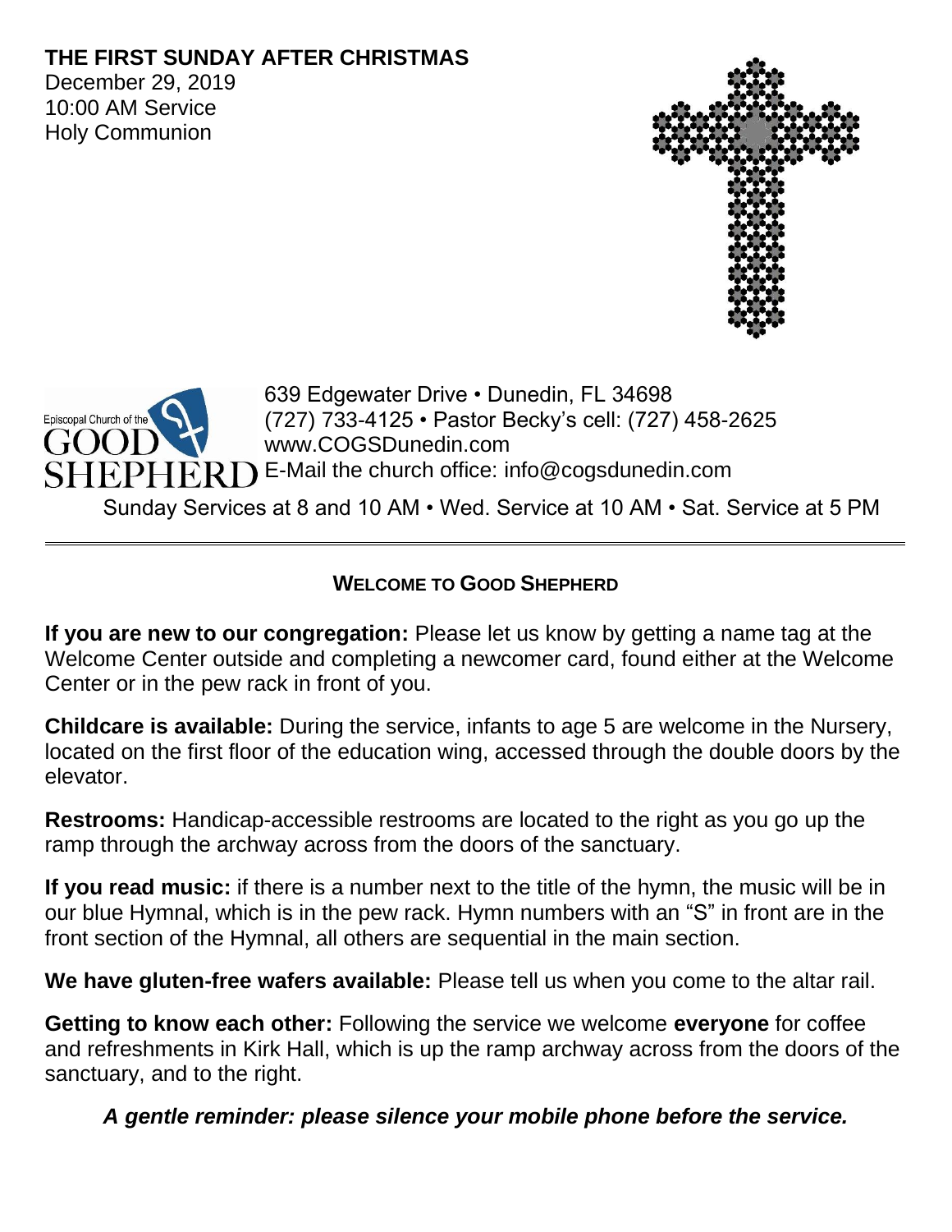# THE FIRST SUNDAY AFTER CHRISTMAS

December 29, 2019
10:00 AM Service
Holy Communion

Episcopal Church of the GOOD SHEPHERD

639 Edgewater Drive • Dunedin, FL 34698
(727) 733-4125 • Pastor Becky's cell: (727) 458-2625
www.COGSDunedin.com
E-Mail the church office: info@cogsdunedin.com

Sunday Services at 8 and 10 AM • Wed. Service at 10 AM • Sat. Service at 5 PM

---

## WELCOME TO GOOD SHEPHERD

**If you are new to our congregation:** Please let us know by getting a name tag at the Welcome Center outside and completing a newcomer card, found either at the Welcome Center or in the pew rack in front of you.

**Childcare is available:** During the service, infants to age 5 are welcome in the Nursery, located on the first floor of the education wing, accessed through the double doors by the elevator.

**Restrooms:** Handicap-accessible restrooms are located to the right as you go up the ramp through the archway across from the doors of the sanctuary.

**If you read music:** if there is a number next to the title of the hymn, the music will be in our blue Hymnal, which is in the pew rack. Hymn numbers with an "S" in front are in the front section of the Hymnal, all others are sequential in the main section.

**We have gluten-free wafers available:** Please tell us when you come to the altar rail.

**Getting to know each other:** Following the service we welcome **everyone** for coffee and refreshments in Kirk Hall, which is up the ramp archway across from the doors of the sanctuary, and to the right.

***A gentle reminder: please silence your mobile phone before the service.***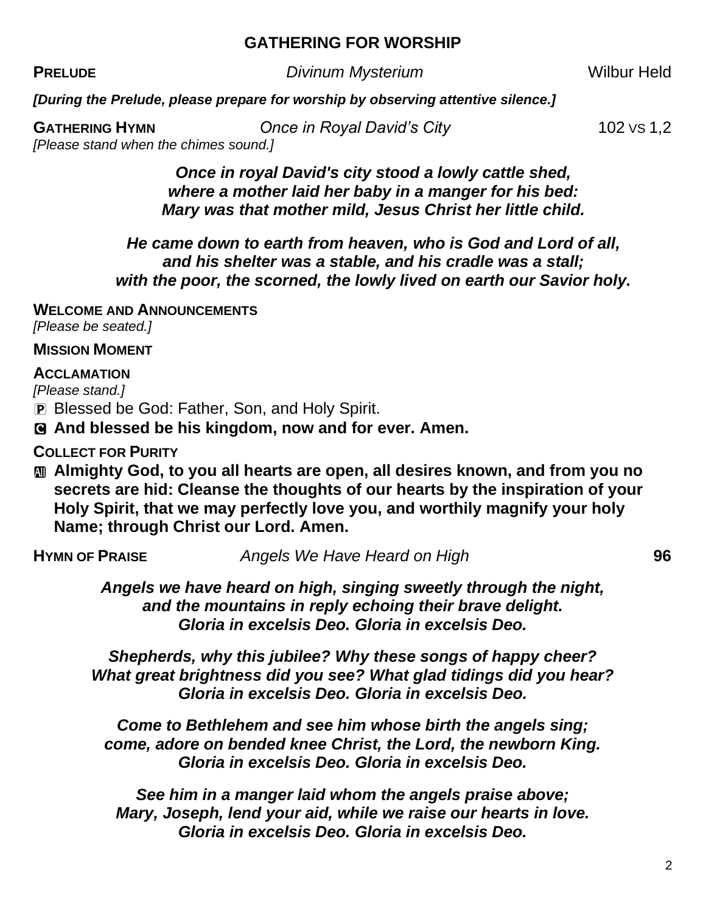## GATHERING FOR WORSHIP

**PRELUDE** *Divinum Mysterium* Wilbur Held

***[During the Prelude, please prepare for worship by observing attentive silence.]***

**GATHERING HYMN** *Once in Royal David's City* 102 VS 1,2

*[Please stand when the chimes sound.]*

***Once in royal David's city stood a lowly cattle shed,***
***where a mother laid her baby in a manger for his bed:***
***Mary was that mother mild, Jesus Christ her little child.***

***He came down to earth from heaven, who is God and Lord of all,***
***and his shelter was a stable, and his cradle was a stall;***
***with the poor, the scorned, the lowly lived on earth our Savior holy.***

**WELCOME AND ANNOUNCEMENTS**

*[Please be seated.]*

**MISSION MOMENT**

**ACCLAMATION**

*[Please stand.]*

P Blessed be God: Father, Son, and Holy Spirit.

**C And blessed be his kingdom, now and for ever. Amen.**

**COLLECT FOR PURITY**

**All Almighty God, to you all hearts are open, all desires known, and from you no secrets are hid: Cleanse the thoughts of our hearts by the inspiration of your Holy Spirit, that we may perfectly love you, and worthily magnify your holy Name; through Christ our Lord. Amen.**

**HYMN OF PRAISE** *Angels We Have Heard on High* **96**

***Angels we have heard on high, singing sweetly through the night,***
***and the mountains in reply echoing their brave delight.***
***Gloria in excelsis Deo. Gloria in excelsis Deo.***

***Shepherds, why this jubilee? Why these songs of happy cheer?***
***What great brightness did you see? What glad tidings did you hear?***
***Gloria in excelsis Deo. Gloria in excelsis Deo.***

***Come to Bethlehem and see him whose birth the angels sing;***
***come, adore on bended knee Christ, the Lord, the newborn King.***
***Gloria in excelsis Deo. Gloria in excelsis Deo.***

***See him in a manger laid whom the angels praise above;***
***Mary, Joseph, lend your aid, while we raise our hearts in love.***
***Gloria in excelsis Deo. Gloria in excelsis Deo.***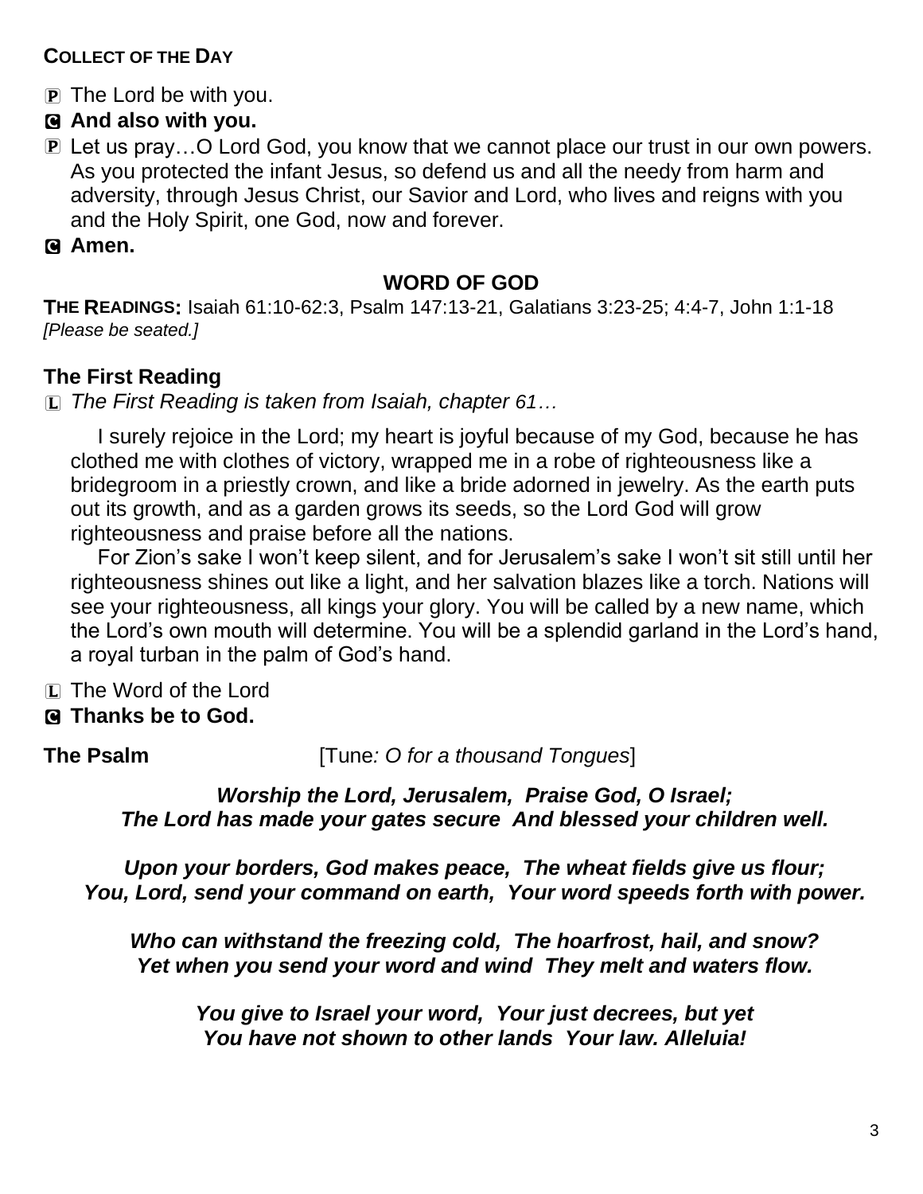**COLLECT OF THE DAY**

P The Lord be with you.

C **And also with you.**

P Let us pray…O Lord God, you know that we cannot place our trust in our own powers. As you protected the infant Jesus, so defend us and all the needy from harm and adversity, through Jesus Christ, our Savior and Lord, who lives and reigns with you and the Holy Spirit, one God, now and forever.

C **Amen.**

## WORD OF GOD

**THE READINGS:** Isaiah 61:10-62:3, Psalm 147:13-21, Galatians 3:23-25; 4:4-7, John 1:1-18
*[Please be seated.]*

### The First Reading

L *The First Reading is taken from Isaiah, chapter 61…*

I surely rejoice in the Lord; my heart is joyful because of my God, because he has clothed me with clothes of victory, wrapped me in a robe of righteousness like a bridegroom in a priestly crown, and like a bride adorned in jewelry. As the earth puts out its growth, and as a garden grows its seeds, so the Lord God will grow righteousness and praise before all the nations.

For Zion's sake I won't keep silent, and for Jerusalem's sake I won't sit still until her righteousness shines out like a light, and her salvation blazes like a torch. Nations will see your righteousness, all kings your glory. You will be called by a new name, which the Lord's own mouth will determine. You will be a splendid garland in the Lord's hand, a royal turban in the palm of God's hand.

L The Word of the Lord

C **Thanks be to God.**

**The Psalm** [Tune*: O for a thousand Tongues*]

***Worship the Lord, Jerusalem, Praise God, O Israel;***
***The Lord has made your gates secure And blessed your children well.***

***Upon your borders, God makes peace, The wheat fields give us flour;***
***You, Lord, send your command on earth, Your word speeds forth with power.***

***Who can withstand the freezing cold, The hoarfrost, hail, and snow?***
***Yet when you send your word and wind They melt and waters flow.***

***You give to Israel your word, Your just decrees, but yet***
***You have not shown to other lands Your law. Alleluia!***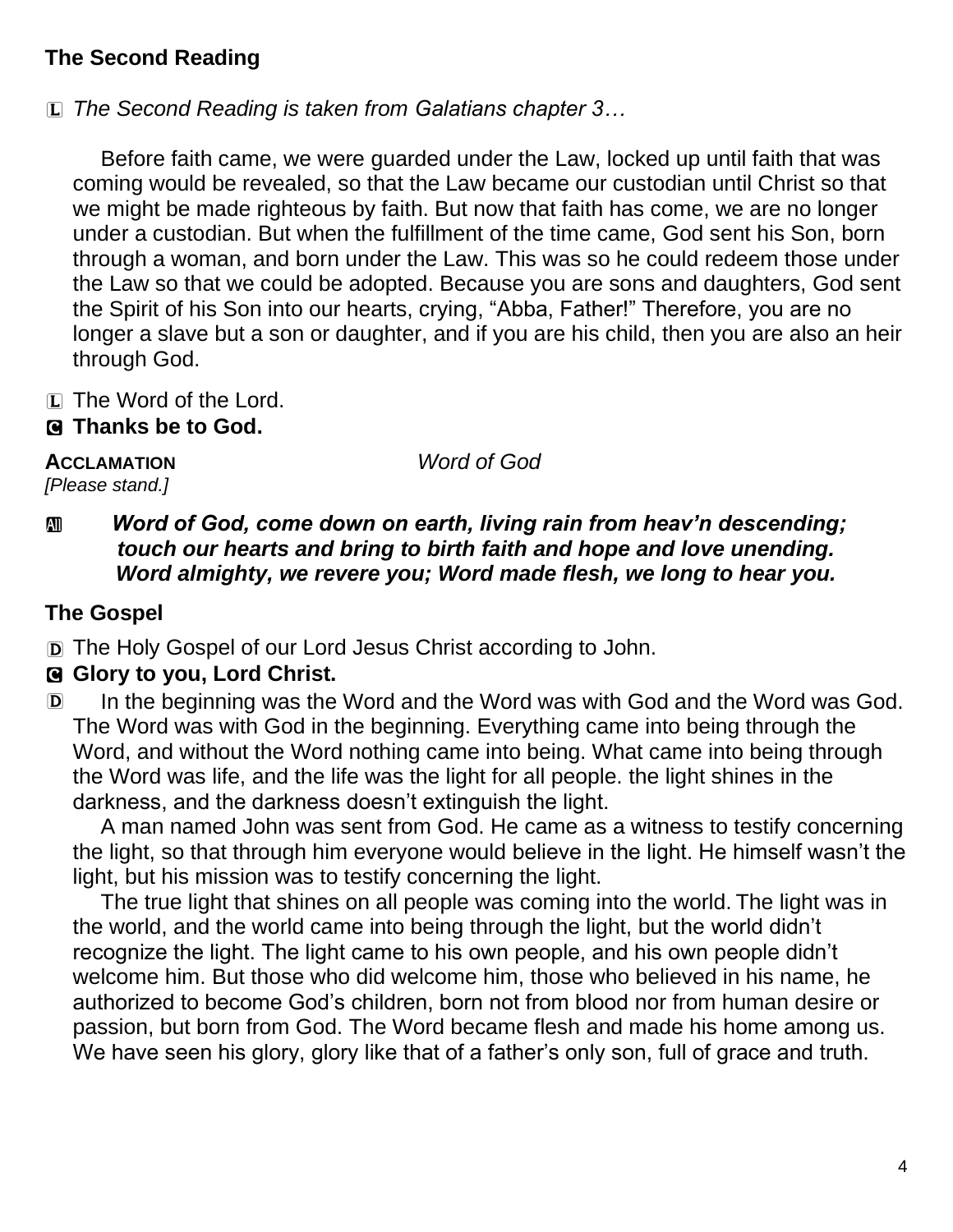## The Second Reading

L *The Second Reading is taken from Galatians chapter 3…*

Before faith came, we were guarded under the Law, locked up until faith that was coming would be revealed, so that the Law became our custodian until Christ so that we might be made righteous by faith. But now that faith has come, we are no longer under a custodian. But when the fulfillment of the time came, God sent his Son, born through a woman, and born under the Law. This was so he could redeem those under the Law so that we could be adopted. Because you are sons and daughters, God sent the Spirit of his Son into our hearts, crying, "Abba, Father!" Therefore, you are no longer a slave but a son or daughter, and if you are his child, then you are also an heir through God.

L The Word of the Lord.

**C Thanks be to God.**

**ACCLAMATION** *Word of God*

*[Please stand.]*

All ***Word of God, come down on earth, living rain from heav'n descending; touch our hearts and bring to birth faith and hope and love unending. Word almighty, we revere you; Word made flesh, we long to hear you.***

## The Gospel

D The Holy Gospel of our Lord Jesus Christ according to John.

**C Glory to you, Lord Christ.**

D In the beginning was the Word and the Word was with God and the Word was God. The Word was with God in the beginning. Everything came into being through the Word, and without the Word nothing came into being. What came into being through the Word was life, and the life was the light for all people. the light shines in the darkness, and the darkness doesn't extinguish the light.

A man named John was sent from God. He came as a witness to testify concerning the light, so that through him everyone would believe in the light. He himself wasn't the light, but his mission was to testify concerning the light.

The true light that shines on all people was coming into the world. The light was in the world, and the world came into being through the light, but the world didn't recognize the light. The light came to his own people, and his own people didn't welcome him. But those who did welcome him, those who believed in his name, he authorized to become God's children, born not from blood nor from human desire or passion, but born from God. The Word became flesh and made his home among us. We have seen his glory, glory like that of a father's only son, full of grace and truth.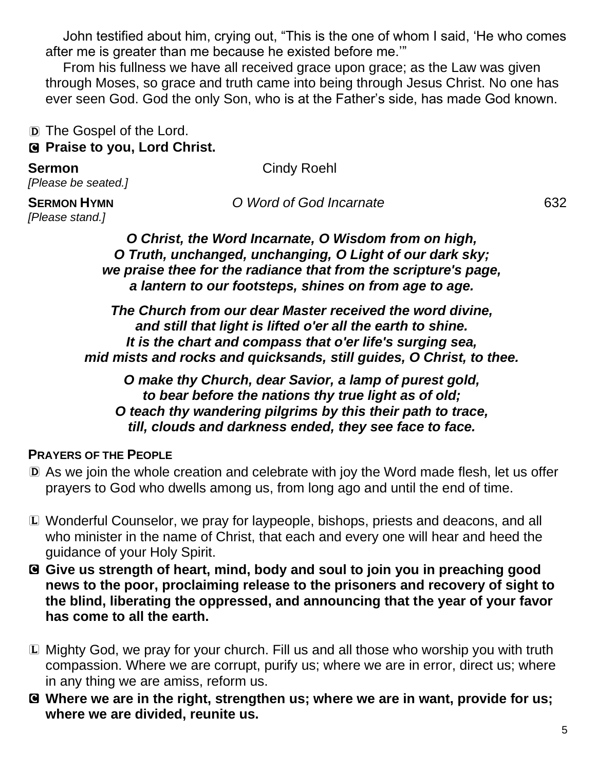John testified about him, crying out, “This is the one of whom I said, ‘He who comes after me is greater than me because he existed before me.’”

From his fullness we have all received grace upon grace; as the Law was given through Moses, so grace and truth came into being through Jesus Christ. No one has ever seen God. God the only Son, who is at the Father’s side, has made God known.

D The Gospel of the Lord.
**C Praise to you, Lord Christ.**

**Sermon** Cindy Roehl
*[Please be seated.]*

**SERMON HYMN** *O Word of God Incarnate* 632
*[Please stand.]*

***O Christ, the Word Incarnate, O Wisdom from on high,***
***O Truth, unchanged, unchanging, O Light of our dark sky;***
***we praise thee for the radiance that from the scripture's page,***
***a lantern to our footsteps, shines on from age to age.***

***The Church from our dear Master received the word divine,***
***and still that light is lifted o'er all the earth to shine.***
***It is the chart and compass that o'er life's surging sea,***
***mid mists and rocks and quicksands, still guides, O Christ, to thee.***

***O make thy Church, dear Savior, a lamp of purest gold,***
***to bear before the nations thy true light as of old;***
***O teach thy wandering pilgrims by this their path to trace,***
***till, clouds and darkness ended, they see face to face.***

**PRAYERS OF THE PEOPLE**

D As we join the whole creation and celebrate with joy the Word made flesh, let us offer prayers to God who dwells among us, from long ago and until the end of time.

L Wonderful Counselor, we pray for laypeople, bishops, priests and deacons, and all who minister in the name of Christ, that each and every one will hear and heed the guidance of your Holy Spirit.

**C Give us strength of heart, mind, body and soul to join you in preaching good news to the poor, proclaiming release to the prisoners and recovery of sight to the blind, liberating the oppressed, and announcing that the year of your favor has come to all the earth.**

L Mighty God, we pray for your church. Fill us and all those who worship you with truth compassion. Where we are corrupt, purify us; where we are in error, direct us; where in any thing we are amiss, reform us.

**C Where we are in the right, strengthen us; where we are in want, provide for us; where we are divided, reunite us.**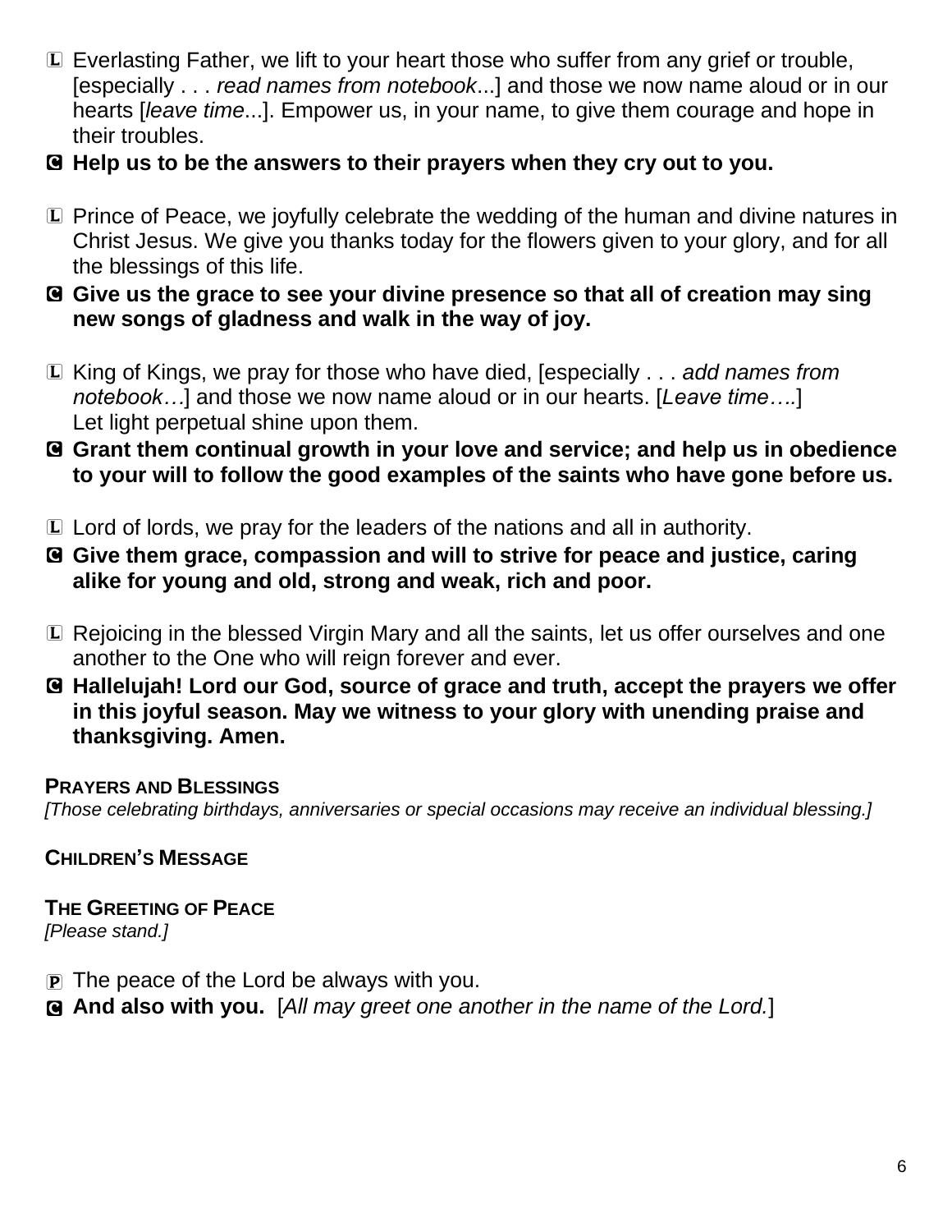L Everlasting Father, we lift to your heart those who suffer from any grief or trouble, [especially . . . *read names from notebook*...] and those we now name aloud or in our hearts [*leave time*...]. Empower us, in your name, to give them courage and hope in their troubles.

**C Help us to be the answers to their prayers when they cry out to you.**

L Prince of Peace, we joyfully celebrate the wedding of the human and divine natures in Christ Jesus. We give you thanks today for the flowers given to your glory, and for all the blessings of this life.

**C Give us the grace to see your divine presence so that all of creation may sing new songs of gladness and walk in the way of joy.**

L King of Kings, we pray for those who have died, [especially . . . *add names from notebook…*] and those we now name aloud or in our hearts. [*Leave time….*]
Let light perpetual shine upon them.

**C Grant them continual growth in your love and service; and help us in obedience to your will to follow the good examples of the saints who have gone before us.**

L Lord of lords, we pray for the leaders of the nations and all in authority.

**C Give them grace, compassion and will to strive for peace and justice, caring alike for young and old, strong and weak, rich and poor.**

L Rejoicing in the blessed Virgin Mary and all the saints, let us offer ourselves and one another to the One who will reign forever and ever.

**C Hallelujah! Lord our God, source of grace and truth, accept the prayers we offer in this joyful season. May we witness to your glory with unending praise and thanksgiving. Amen.**

**PRAYERS AND BLESSINGS**

*[Those celebrating birthdays, anniversaries or special occasions may receive an individual blessing.]*

**CHILDREN'S MESSAGE**

**THE GREETING OF PEACE**

*[Please stand.]*

P The peace of the Lord be always with you.

**C And also with you.** [*All may greet one another in the name of the Lord.*]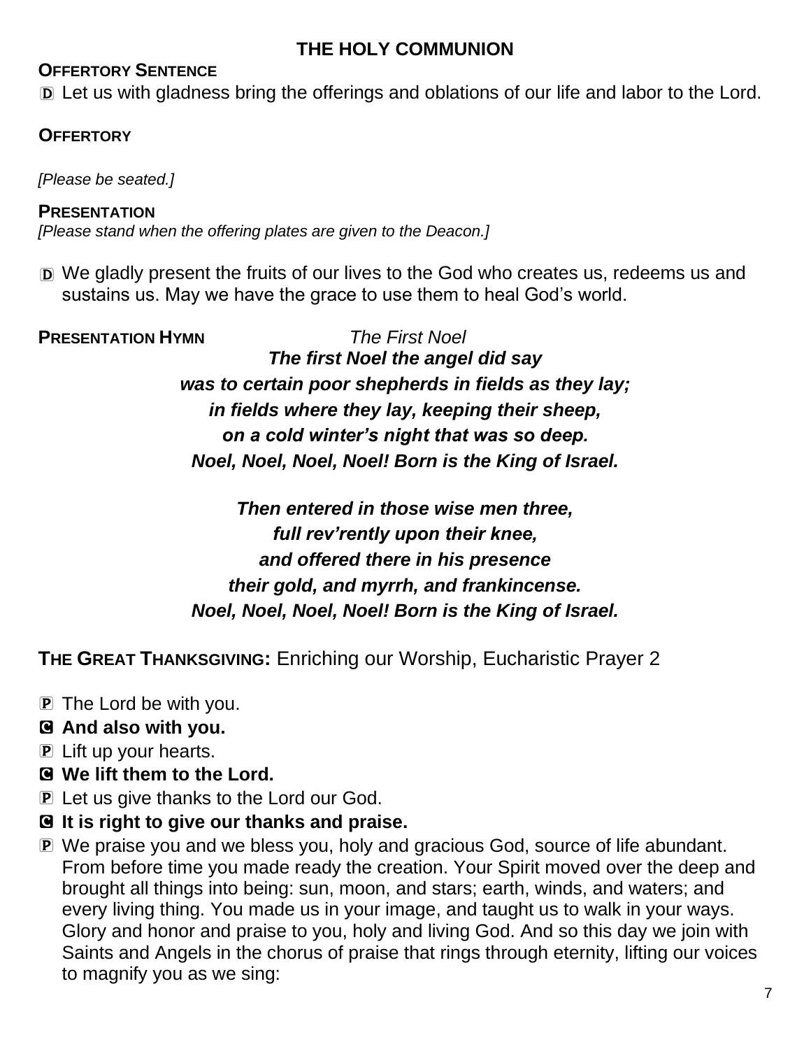## THE HOLY COMMUNION

**OFFERTORY SENTENCE**

D Let us with gladness bring the offerings and oblations of our life and labor to the Lord.

**OFFERTORY**

*[Please be seated.]*

**PRESENTATION**

*[Please stand when the offering plates are given to the Deacon.]*

D We gladly present the fruits of our lives to the God who creates us, redeems us and sustains us. May we have the grace to use them to heal God's world.

**PRESENTATION HYMN** *The First Noel*

***The first Noel the angel did say***
***was to certain poor shepherds in fields as they lay;***
***in fields where they lay, keeping their sheep,***
***on a cold winter's night that was so deep.***
***Noel, Noel, Noel, Noel! Born is the King of Israel.***

***Then entered in those wise men three,***
***full rev'rently upon their knee,***
***and offered there in his presence***
***their gold, and myrrh, and frankincense.***
***Noel, Noel, Noel, Noel! Born is the King of Israel.***

**THE GREAT THANKSGIVING:** Enriching our Worship, Eucharistic Prayer 2

P The Lord be with you.
**C And also with you.**
P Lift up your hearts.
**C We lift them to the Lord.**
P Let us give thanks to the Lord our God.
**C It is right to give our thanks and praise.**
P We praise you and we bless you, holy and gracious God, source of life abundant. From before time you made ready the creation. Your Spirit moved over the deep and brought all things into being: sun, moon, and stars; earth, winds, and waters; and every living thing. You made us in your image, and taught us to walk in your ways. Glory and honor and praise to you, holy and living God. And so this day we join with Saints and Angels in the chorus of praise that rings through eternity, lifting our voices to magnify you as we sing: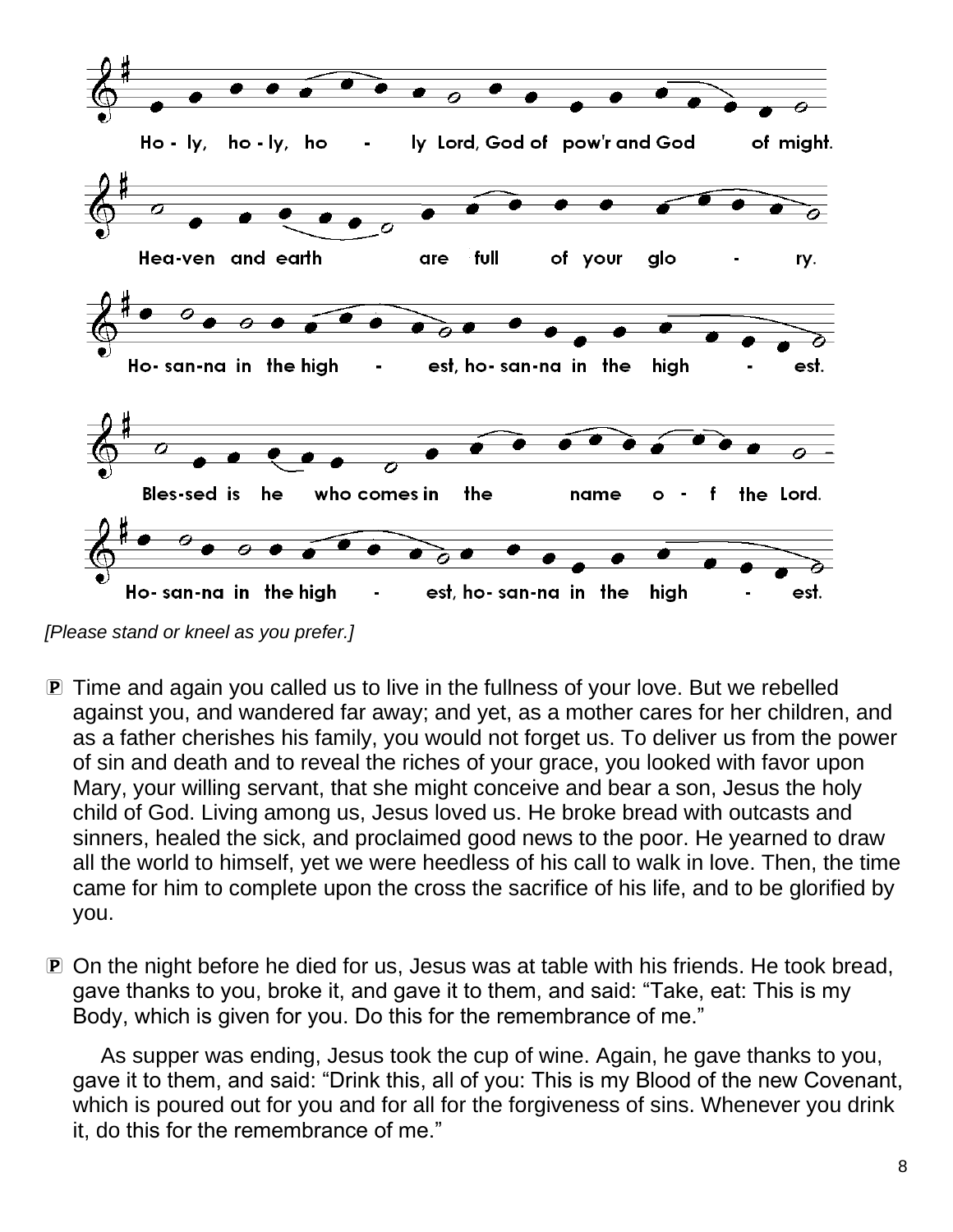Ho - ly, ho - ly, ho - ly Lord, God of pow'r and God of might.

Hea-ven and earth are full of your glo - ry.

Ho- san-na in the high - est, ho- san-na in the high - est.

Bles-sed is he who comes in the name o - f the Lord.

Ho- san-na in the high - est, ho- san-na in the high - est.

*[Please stand or kneel as you prefer.]*

**P** Time and again you called us to live in the fullness of your love. But we rebelled against you, and wandered far away; and yet, as a mother cares for her children, and as a father cherishes his family, you would not forget us. To deliver us from the power of sin and death and to reveal the riches of your grace, you looked with favor upon Mary, your willing servant, that she might conceive and bear a son, Jesus the holy child of God. Living among us, Jesus loved us. He broke bread with outcasts and sinners, healed the sick, and proclaimed good news to the poor. He yearned to draw all the world to himself, yet we were heedless of his call to walk in love. Then, the time came for him to complete upon the cross the sacrifice of his life, and to be glorified by you.

**P** On the night before he died for us, Jesus was at table with his friends. He took bread, gave thanks to you, broke it, and gave it to them, and said: “Take, eat: This is my Body, which is given for you. Do this for the remembrance of me.”

As supper was ending, Jesus took the cup of wine. Again, he gave thanks to you, gave it to them, and said: “Drink this, all of you: This is my Blood of the new Covenant, which is poured out for you and for all for the forgiveness of sins. Whenever you drink it, do this for the remembrance of me.”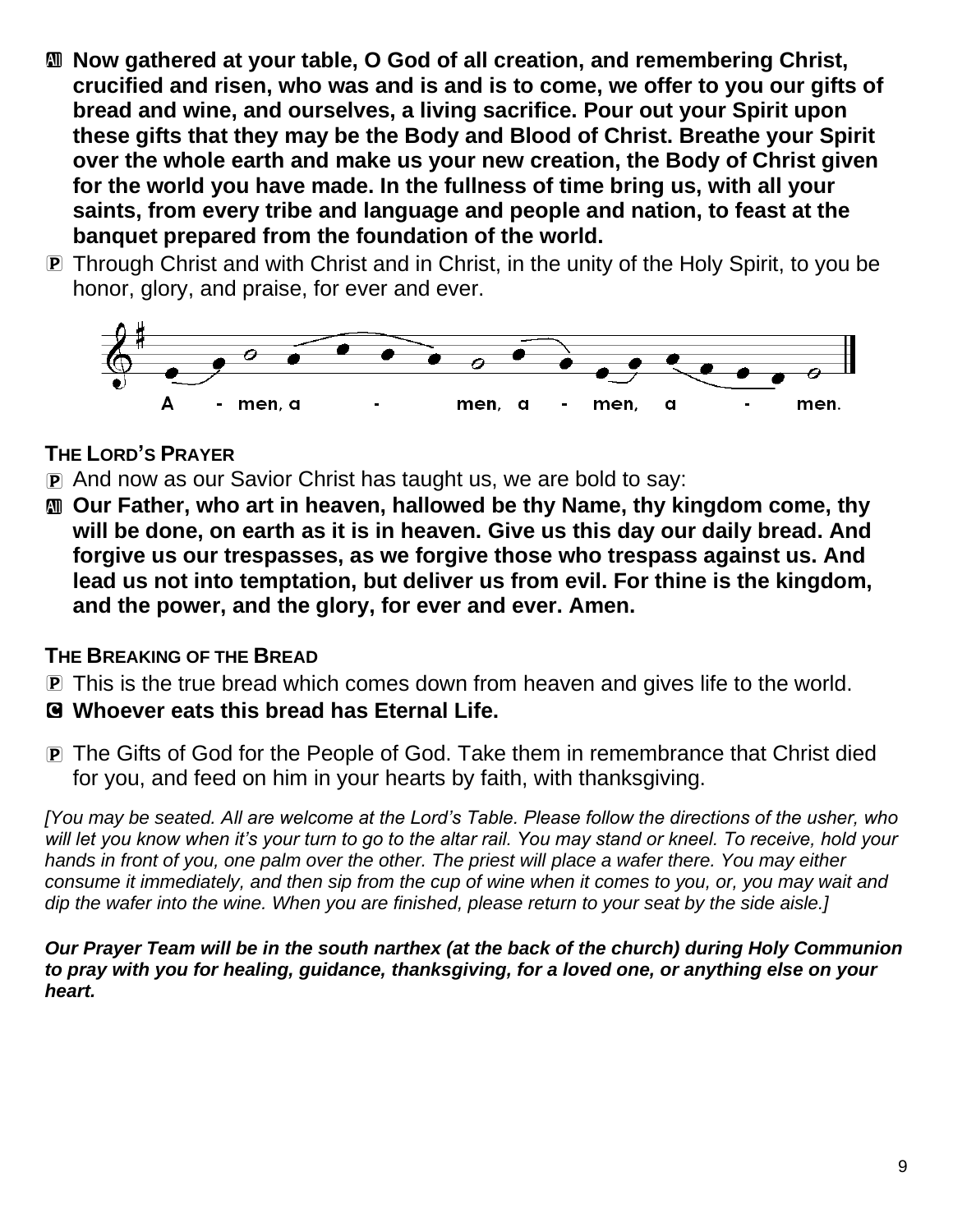**All** **Now gathered at your table, O God of all creation, and remembering Christ, crucified and risen, who was and is and is to come, we offer to you our gifts of bread and wine, and ourselves, a living sacrifice. Pour out your Spirit upon these gifts that they may be the Body and Blood of Christ. Breathe your Spirit over the whole earth and make us your new creation, the Body of Christ given for the world you have made. In the fullness of time bring us, with all your saints, from every tribe and language and people and nation, to feast at the banquet prepared from the foundation of the world.**

P Through Christ and with Christ and in Christ, in the unity of the Holy Spirit, to you be honor, glory, and praise, for ever and ever.

A - men, a - men, a - men, a - men.

### THE LORD'S PRAYER

P And now as our Savior Christ has taught us, we are bold to say:

**All** **Our Father, who art in heaven, hallowed be thy Name, thy kingdom come, thy will be done, on earth as it is in heaven. Give us this day our daily bread. And forgive us our trespasses, as we forgive those who trespass against us. And lead us not into temptation, but deliver us from evil. For thine is the kingdom, and the power, and the glory, for ever and ever. Amen.**

### THE BREAKING OF THE BREAD

P This is the true bread which comes down from heaven and gives life to the world.

**C** **Whoever eats this bread has Eternal Life.**

P The Gifts of God for the People of God. Take them in remembrance that Christ died for you, and feed on him in your hearts by faith, with thanksgiving.

*[You may be seated. All are welcome at the Lord's Table. Please follow the directions of the usher, who will let you know when it's your turn to go to the altar rail. You may stand or kneel. To receive, hold your hands in front of you, one palm over the other. The priest will place a wafer there. You may either consume it immediately, and then sip from the cup of wine when it comes to you, or, you may wait and dip the wafer into the wine. When you are finished, please return to your seat by the side aisle.]*

***Our Prayer Team will be in the south narthex (at the back of the church) during Holy Communion to pray with you for healing, guidance, thanksgiving, for a loved one, or anything else on your heart.***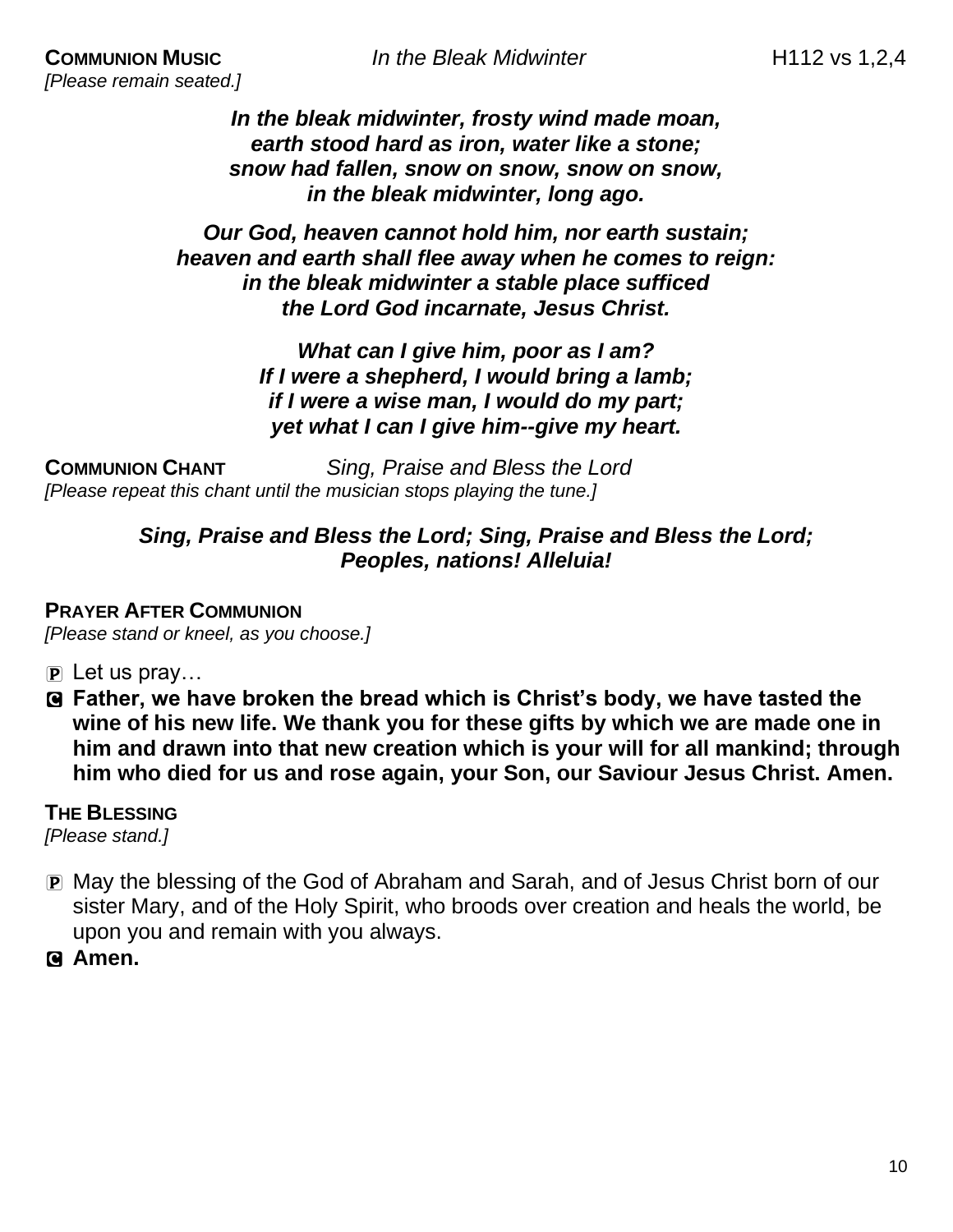**COMMUNION MUSIC** *In the Bleak Midwinter* H112 vs 1,2,4
*[Please remain seated.]*

***In the bleak midwinter, frosty wind made moan,***
***earth stood hard as iron, water like a stone;***
***snow had fallen, snow on snow, snow on snow,***
***in the bleak midwinter, long ago.***

***Our God, heaven cannot hold him, nor earth sustain;***
***heaven and earth shall flee away when he comes to reign:***
***in the bleak midwinter a stable place sufficed***
***the Lord God incarnate, Jesus Christ.***

***What can I give him, poor as I am?***
***If I were a shepherd, I would bring a lamb;***
***if I were a wise man, I would do my part;***
***yet what I can I give him--give my heart.***

**COMMUNION CHANT** *Sing, Praise and Bless the Lord*
*[Please repeat this chant until the musician stops playing the tune.]*

***Sing, Praise and Bless the Lord; Sing, Praise and Bless the Lord;***
***Peoples, nations! Alleluia!***

**PRAYER AFTER COMMUNION**
*[Please stand or kneel, as you choose.]*

P Let us pray…

C **Father, we have broken the bread which is Christ's body, we have tasted the wine of his new life. We thank you for these gifts by which we are made one in him and drawn into that new creation which is your will for all mankind; through him who died for us and rose again, your Son, our Saviour Jesus Christ. Amen.**

**THE BLESSING**
*[Please stand.]*

P May the blessing of the God of Abraham and Sarah, and of Jesus Christ born of our sister Mary, and of the Holy Spirit, who broods over creation and heals the world, be upon you and remain with you always.

C **Amen.**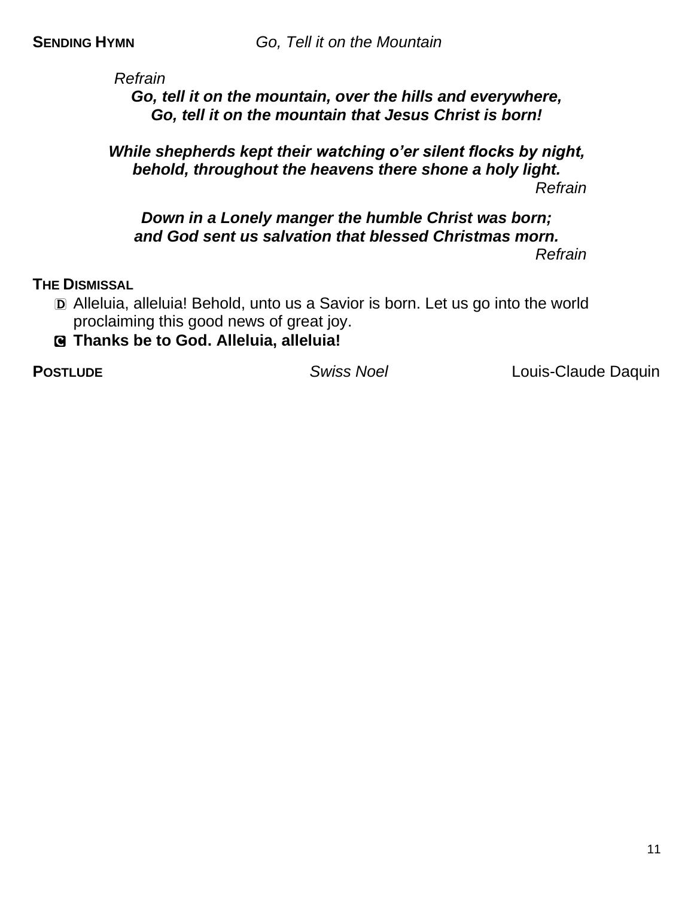**SENDING HYMN** *Go, Tell it on the Mountain*

*Refrain*
***Go, tell it on the mountain, over the hills and everywhere,***
***Go, tell it on the mountain that Jesus Christ is born!***

***While shepherds kept their watching o'er silent flocks by night,***
***behold, throughout the heavens there shone a holy light.***
*Refrain*

***Down in a Lonely manger the humble Christ was born;***
***and God sent us salvation that blessed Christmas morn.***
*Refrain*

**THE DISMISSAL**

D Alleluia, alleluia! Behold, unto us a Savior is born. Let us go into the world proclaiming this good news of great joy.

C **Thanks be to God. Alleluia, alleluia!**

**POSTLUDE** *Swiss Noel* Louis-Claude Daquin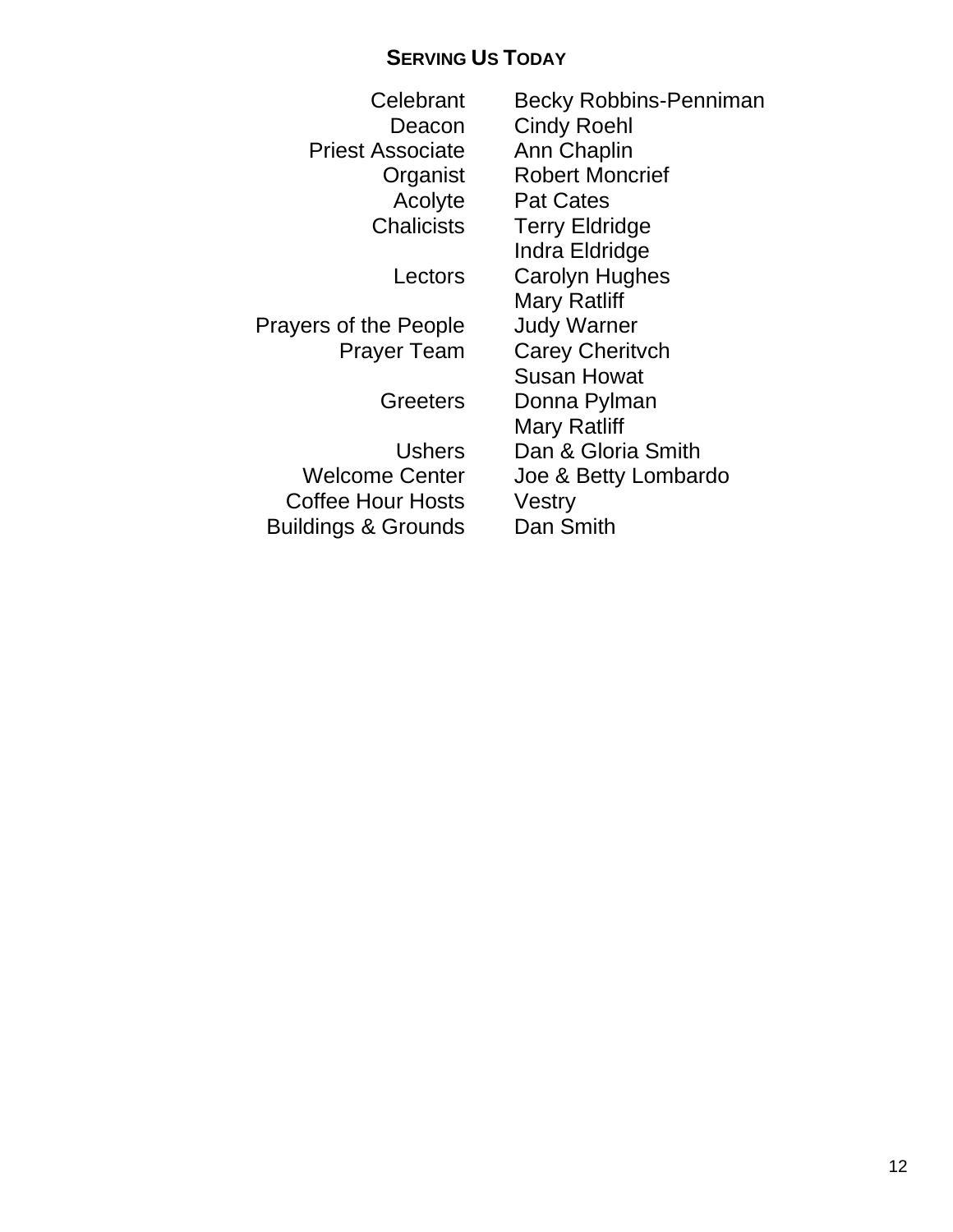## SERVING US TODAY

| | |
|---|---|
| Celebrant | Becky Robbins-Penniman |
| Deacon | Cindy Roehl |
| Priest Associate | Ann Chaplin |
| Organist | Robert Moncrief |
| Acolyte | Pat Cates |
| Chalicists | Terry Eldridge |
| | Indra Eldridge |
| Lectors | Carolyn Hughes |
| | Mary Ratliff |
| Prayers of the People | Judy Warner |
| Prayer Team | Carey Cheritvch |
| | Susan Howat |
| Greeters | Donna Pylman |
| | Mary Ratliff |
| Ushers | Dan & Gloria Smith |
| Welcome Center | Joe & Betty Lombardo |
| Coffee Hour Hosts | Vestry |
| Buildings & Grounds | Dan Smith |